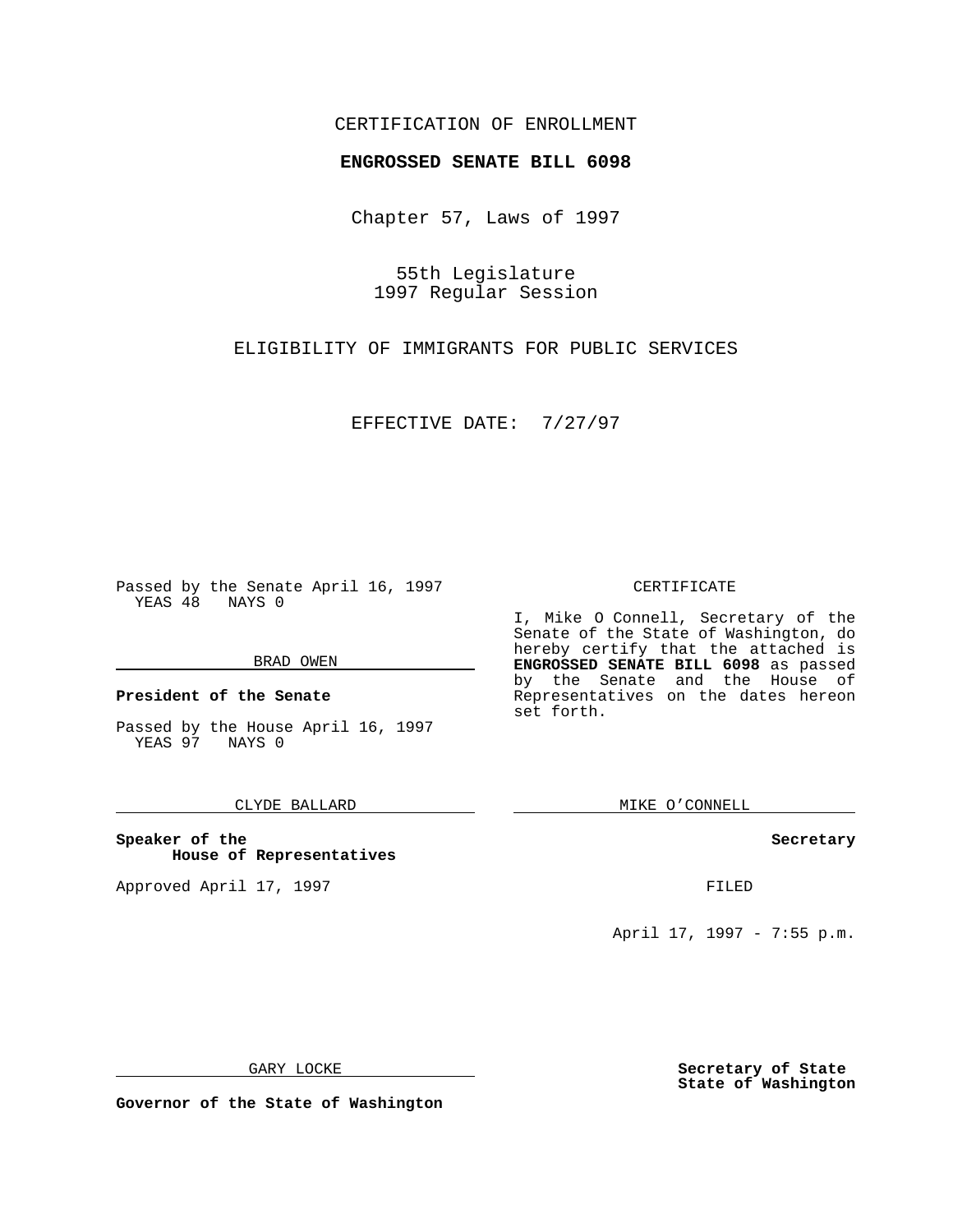CERTIFICATION OF ENROLLMENT

**ENGROSSED SENATE BILL 6098**

Chapter 57, Laws of 1997

55th Legislature
1997 Regular Session

ELIGIBILITY OF IMMIGRANTS FOR PUBLIC SERVICES

EFFECTIVE DATE: 7/27/97

Passed by the Senate April 16, 1997
YEAS 48 NAYS 0

BRAD OWEN

**President of the Senate**

Passed by the House April 16, 1997
YEAS 97 NAYS 0

CLYDE BALLARD

**Speaker of the House of Representatives**

Approved April 17, 1997

GARY LOCKE

**Governor of the State of Washington**

CERTIFICATE

I, Mike O Connell, Secretary of the Senate of the State of Washington, do hereby certify that the attached is **ENGROSSED SENATE BILL 6098** as passed by the Senate and the House of Representatives on the dates hereon set forth.

MIKE O'CONNELL

**Secretary**

FILED

April 17, 1997 - 7:55 p.m.

**Secretary of State State of Washington**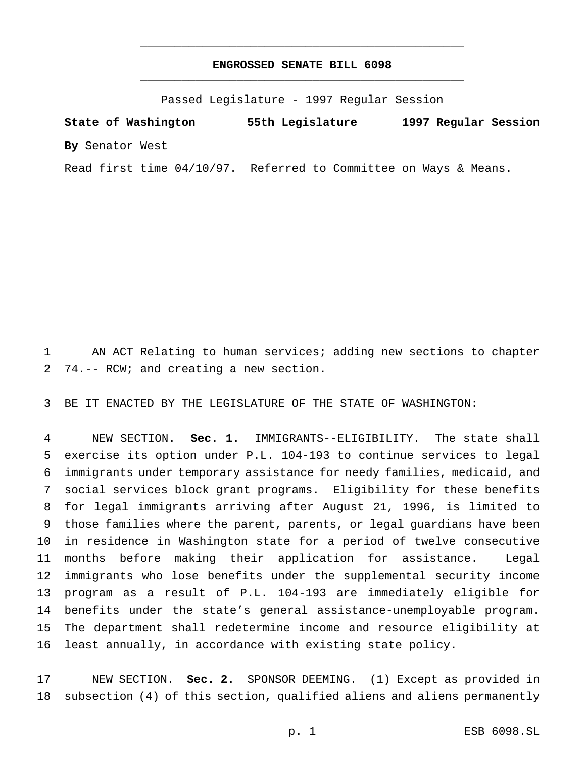# ENGROSSED SENATE BILL 6098

Passed Legislature - 1997 Regular Session

**State of Washington 55th Legislature 1997 Regular Session**

**By** Senator West

Read first time 04/10/97. Referred to Committee on Ways & Means.

AN ACT Relating to human services; adding new sections to chapter 74.-- RCW; and creating a new section.

BE IT ENACTED BY THE LEGISLATURE OF THE STATE OF WASHINGTON:

NEW SECTION. **Sec. 1.** IMMIGRANTS--ELIGIBILITY. The state shall exercise its option under P.L. 104-193 to continue services to legal immigrants under temporary assistance for needy families, medicaid, and social services block grant programs. Eligibility for these benefits for legal immigrants arriving after August 21, 1996, is limited to those families where the parent, parents, or legal guardians have been in residence in Washington state for a period of twelve consecutive months before making their application for assistance. Legal immigrants who lose benefits under the supplemental security income program as a result of P.L. 104-193 are immediately eligible for benefits under the state's general assistance-unemployable program. The department shall redetermine income and resource eligibility at least annually, in accordance with existing state policy.

NEW SECTION. **Sec. 2.** SPONSOR DEEMING. (1) Except as provided in subsection (4) of this section, qualified aliens and aliens permanently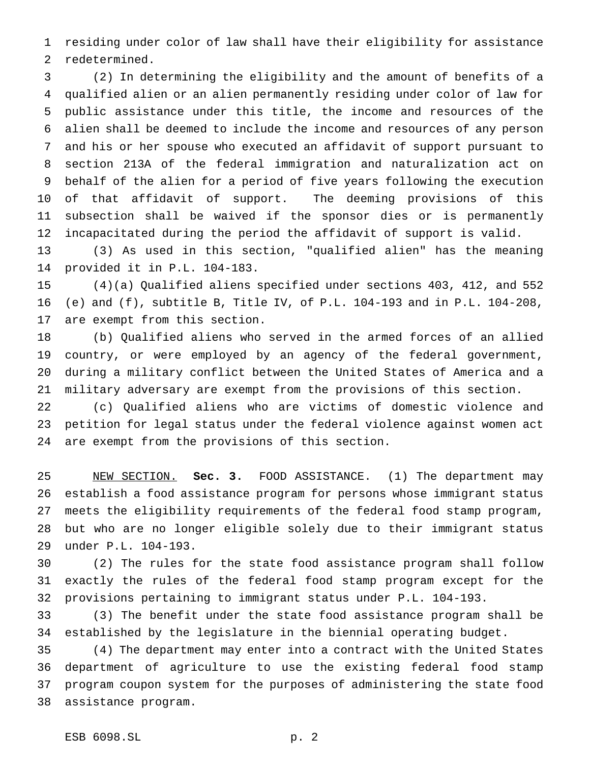residing under color of law shall have their eligibility for assistance redetermined.

(2) In determining the eligibility and the amount of benefits of a qualified alien or an alien permanently residing under color of law for public assistance under this title, the income and resources of the alien shall be deemed to include the income and resources of any person and his or her spouse who executed an affidavit of support pursuant to section 213A of the federal immigration and naturalization act on behalf of the alien for a period of five years following the execution of that affidavit of support. The deeming provisions of this subsection shall be waived if the sponsor dies or is permanently incapacitated during the period the affidavit of support is valid.

(3) As used in this section, "qualified alien" has the meaning provided it in P.L. 104-183.

(4)(a) Qualified aliens specified under sections 403, 412, and 552 (e) and (f), subtitle B, Title IV, of P.L. 104-193 and in P.L. 104-208, are exempt from this section.

(b) Qualified aliens who served in the armed forces of an allied country, or were employed by an agency of the federal government, during a military conflict between the United States of America and a military adversary are exempt from the provisions of this section.

(c) Qualified aliens who are victims of domestic violence and petition for legal status under the federal violence against women act are exempt from the provisions of this section.

NEW SECTION. **Sec. 3.** FOOD ASSISTANCE. (1) The department may establish a food assistance program for persons whose immigrant status meets the eligibility requirements of the federal food stamp program, but who are no longer eligible solely due to their immigrant status under P.L. 104-193.

(2) The rules for the state food assistance program shall follow exactly the rules of the federal food stamp program except for the provisions pertaining to immigrant status under P.L. 104-193.

(3) The benefit under the state food assistance program shall be established by the legislature in the biennial operating budget.

(4) The department may enter into a contract with the United States department of agriculture to use the existing federal food stamp program coupon system for the purposes of administering the state food assistance program.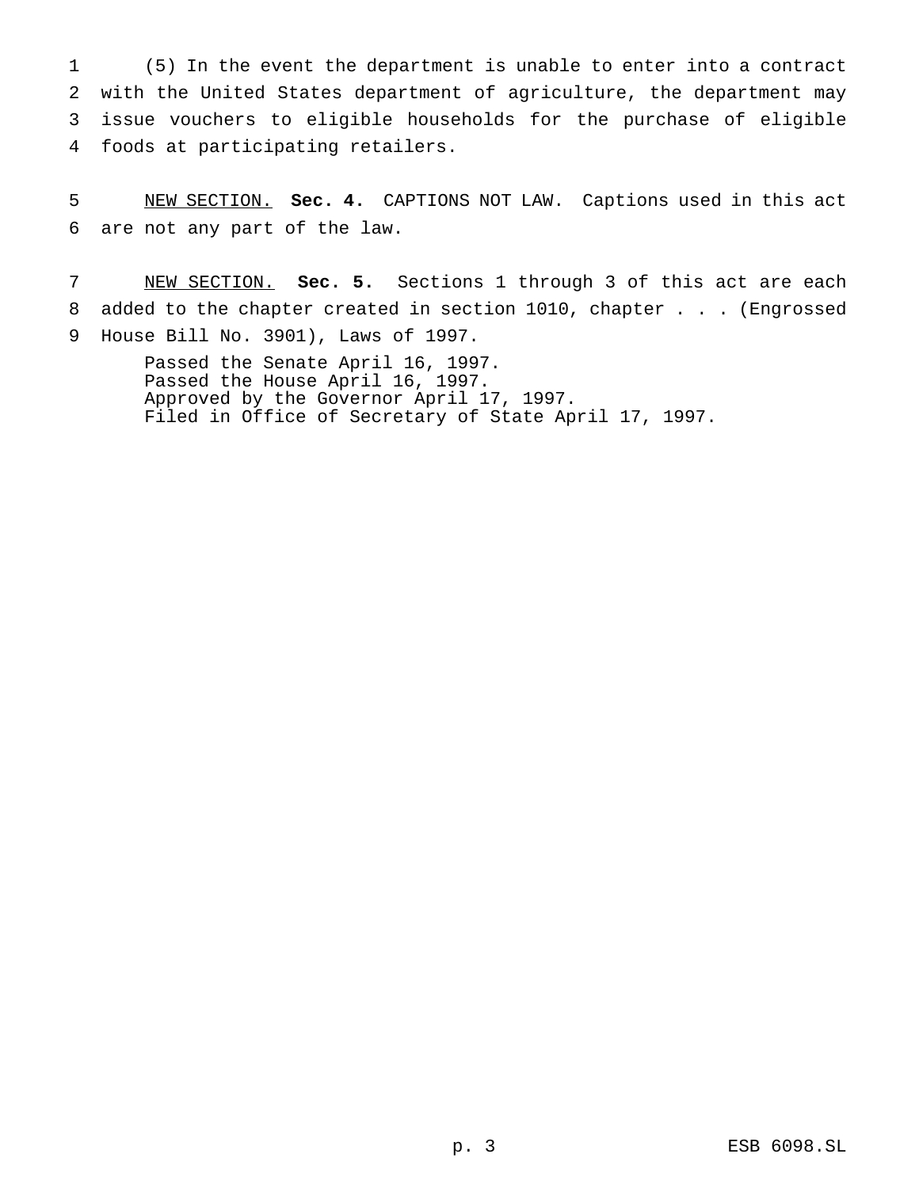(5) In the event the department is unable to enter into a contract with the United States department of agriculture, the department may issue vouchers to eligible households for the purchase of eligible foods at participating retailers.

NEW SECTION. **Sec. 4.** CAPTIONS NOT LAW. Captions used in this act are not any part of the law.

NEW SECTION. **Sec. 5.** Sections 1 through 3 of this act are each added to the chapter created in section 1010, chapter . . . (Engrossed House Bill No. 3901), Laws of 1997.

Passed the Senate April 16, 1997.
Passed the House April 16, 1997.
Approved by the Governor April 17, 1997.
Filed in Office of Secretary of State April 17, 1997.